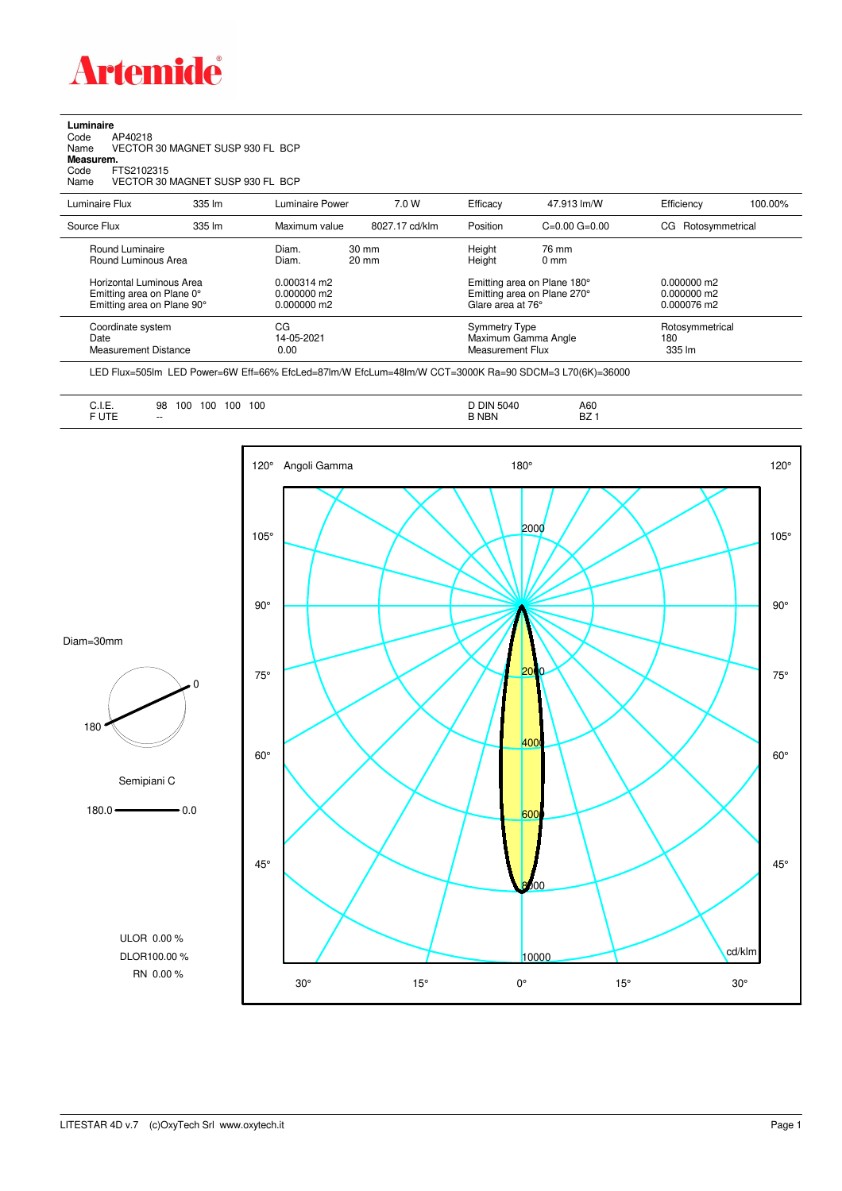# Artemide

**Luminaire**
Code AP40218
Name VECTOR 30 MAGNET SUSP 930 FL BCP
**Measurem.**
Code FTS2102315
Name VECTOR 30 MAGNET SUSP 930 FL BCP

| Luminaire Flux | 335 lm | Luminaire Power | 7.0 W | Efficacy | 47.913 lm/W | Efficiency | 100.00% |
|---|---|---|---|---|---|---|---|
| Source Flux | 335 lm | Maximum value | 8027.17 cd/klm | Position | C=0.00 G=0.00 | CG Rotosymmetrical | |

| | | | |
|---|---|---|---|
| Round Luminaire | Diam. 30 mm | Height 76 mm | |
| Round Luminous Area | Diam. 20 mm | Height 0 mm | |
| Horizontal Luminous Area | 0.000314 m2 | Emitting area on Plane 180° | 0.000000 m2 |
| Emitting area on Plane 0° | 0.000000 m2 | Emitting area on Plane 270° | 0.000000 m2 |
| Emitting area on Plane 90° | 0.000000 m2 | Glare area at 76° | 0.000076 m2 |
| Coordinate system | CG | Symmetry Type | Rotosymmetrical |
| Date | 14-05-2021 | Maximum Gamma Angle | 180 |
| Measurement Distance | 0.00 | Measurement Flux | 335 lm |

LED Flux=505lm LED Power=6W Eff=66% EfcLed=87lm/W EfcLum=48lm/W CCT=3000K Ra=90 SDCM=3 L70(6K)=36000

| | | | |
|---|---|---|---|
| C.I.E. | 98 100 100 100 100 | D DIN 5040 | A60 |
| F UTE | -- | B NBN | BZ 1 |

Diam=30mm

Semipiani C

180.0 — 0.0

ULOR 0.00 %
DLOR100.00 %
RN 0.00 %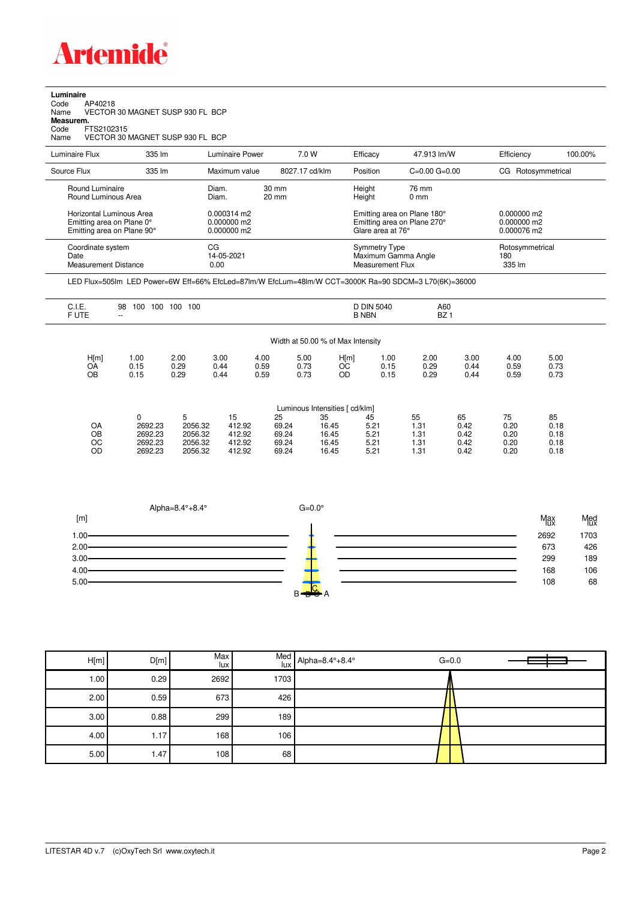# Artemide

**Luminaire**
Code AP40218
Name VECTOR 30 MAGNET SUSP 930 FL BCP
**Measurem.**
Code FTS2102315
Name VECTOR 30 MAGNET SUSP 930 FL BCP

| | | | | | | | |
|---|---|---|---|---|---|---|---|
| Luminaire Flux | 335 lm | Luminaire Power | 7.0 W | Efficacy | 47.913 lm/W | Efficiency | 100.00% |
| Source Flux | 335 lm | Maximum value | 8027.17 cd/klm | Position | C=0.00 G=0.00 | CG | Rotosymmetrical |

| | | | | | |
|---|---|---|---|---|---|
| Round Luminaire | Diam. | 30 mm | Height | 76 mm | |
| Round Luminous Area | Diam. | 20 mm | Height | 0 mm | |
| Horizontal Luminous Area | 0.000314 m2 | | Emitting area on Plane 180° | | 0.000000 m2 |
| Emitting area on Plane 0° | 0.000000 m2 | | Emitting area on Plane 270° | | 0.000000 m2 |
| Emitting area on Plane 90° | 0.000000 m2 | | Glare area at 76° | | 0.000076 m2 |

| | | | |
|---|---|---|---|
| Coordinate system | CG | Symmetry Type | Rotosymmetrical |
| Date | 14-05-2021 | Maximum Gamma Angle | 180 |
| Measurement Distance | 0.00 | Measurement Flux | 335 lm |

LED Flux=505lm LED Power=6W Eff=66% EfcLed=87lm/W EfcLum=48lm/W CCT=3000K Ra=90 SDCM=3 L70(6K)=36000

| | | | |
|---|---|---|---|
| C.I.E. | 98 100 100 100 100 | D DIN 5040 | A60 |
| F UTE | -- | B NBN | BZ 1 |

Width at 50.00 % of Max Intensity

| H[m] | 1.00 | 2.00 | 3.00 | 4.00 | 5.00 | H[m] | 1.00 | 2.00 | 3.00 | 4.00 | 5.00 |
|---|---|---|---|---|---|---|---|---|---|---|---|
| OA | 0.15 | 0.29 | 0.44 | 0.59 | 0.73 | OC | 0.15 | 0.29 | 0.44 | 0.59 | 0.73 |
| OB | 0.15 | 0.29 | 0.44 | 0.59 | 0.73 | OD | 0.15 | 0.29 | 0.44 | 0.59 | 0.73 |

Luminous Intensities [ cd/klm]

| | 0 | 5 | 15 | 25 | 35 | 45 | 55 | 65 | 75 | 85 |
|---|---|---|---|---|---|---|---|---|---|---|
| OA | 2692.23 | 2056.32 | 412.92 | 69.24 | 16.45 | 5.21 | 1.31 | 0.42 | 0.20 | 0.18 |
| OB | 2692.23 | 2056.32 | 412.92 | 69.24 | 16.45 | 5.21 | 1.31 | 0.42 | 0.20 | 0.18 |
| OC | 2692.23 | 2056.32 | 412.92 | 69.24 | 16.45 | 5.21 | 1.31 | 0.42 | 0.20 | 0.18 |
| OD | 2692.23 | 2056.32 | 412.92 | 69.24 | 16.45 | 5.21 | 1.31 | 0.42 | 0.20 | 0.18 |

Alpha=8.4°+8.4°
G=0.0°
[m]
1.00
2.00
3.00
4.00
5.00
B D C A
Max lux: 2692, 673, 299, 168, 108
Med lux: 1703, 426, 189, 106, 68

| H[m] | D[m] | Max lux | Med lux | Alpha=8.4°+8.4° G=0.0 |
|---|---|---|---|---|
| 1.00 | 0.29 | 2692 | 1703 | |
| 2.00 | 0.59 | 673 | 426 | |
| 3.00 | 0.88 | 299 | 189 | |
| 4.00 | 1.17 | 168 | 106 | |
| 5.00 | 1.47 | 108 | 68 | |

LITESTAR 4D v.7 (c)OxyTech Srl www.oxytech.it